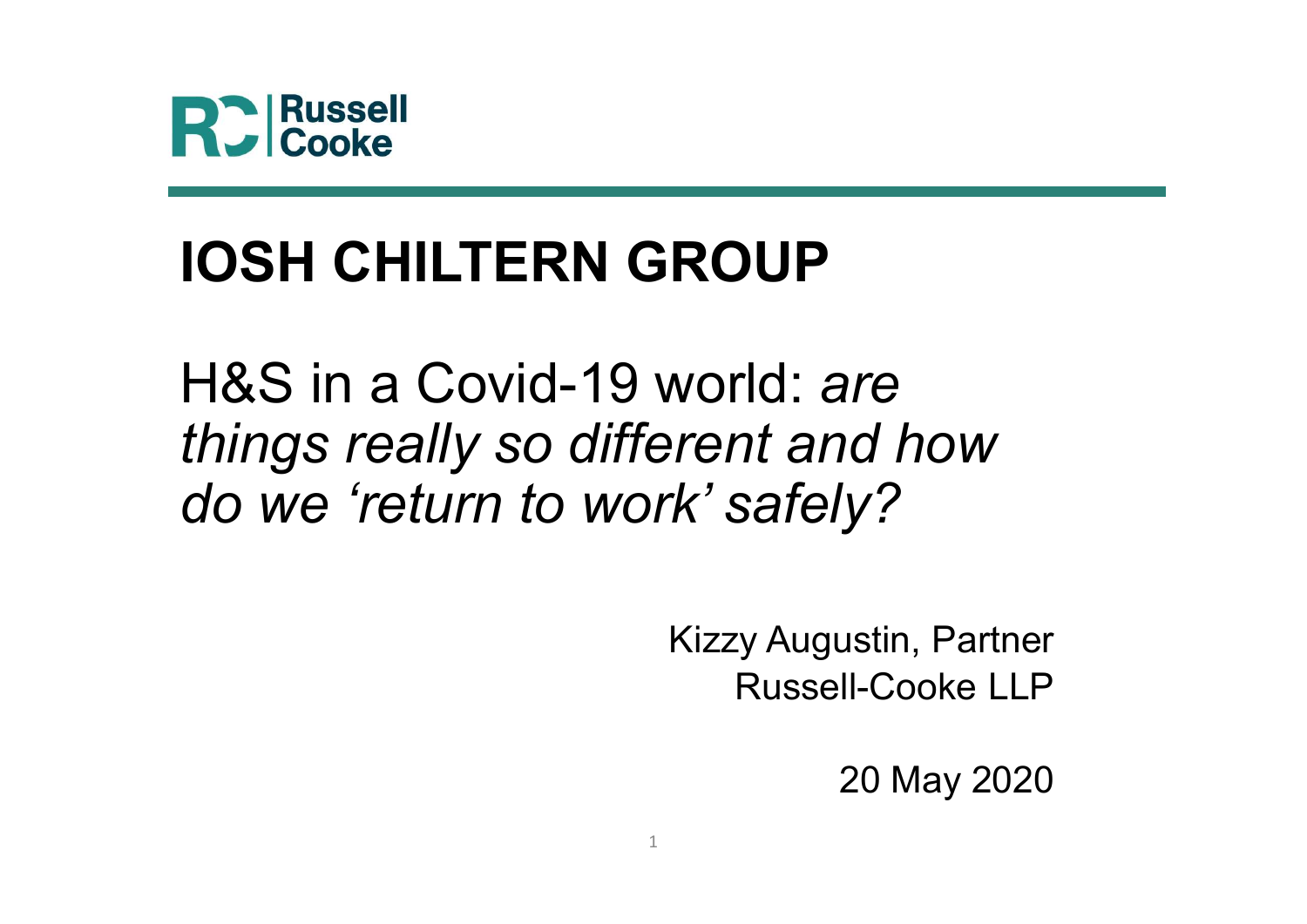Russell Cooke

# IOSH CHILTERN GROUP

## H&S in a Covid-19 world: *are things really so different and how do we 'return to work' safely?*

Kizzy Augustin, Partner
Russell-Cooke LLP

20 May 2020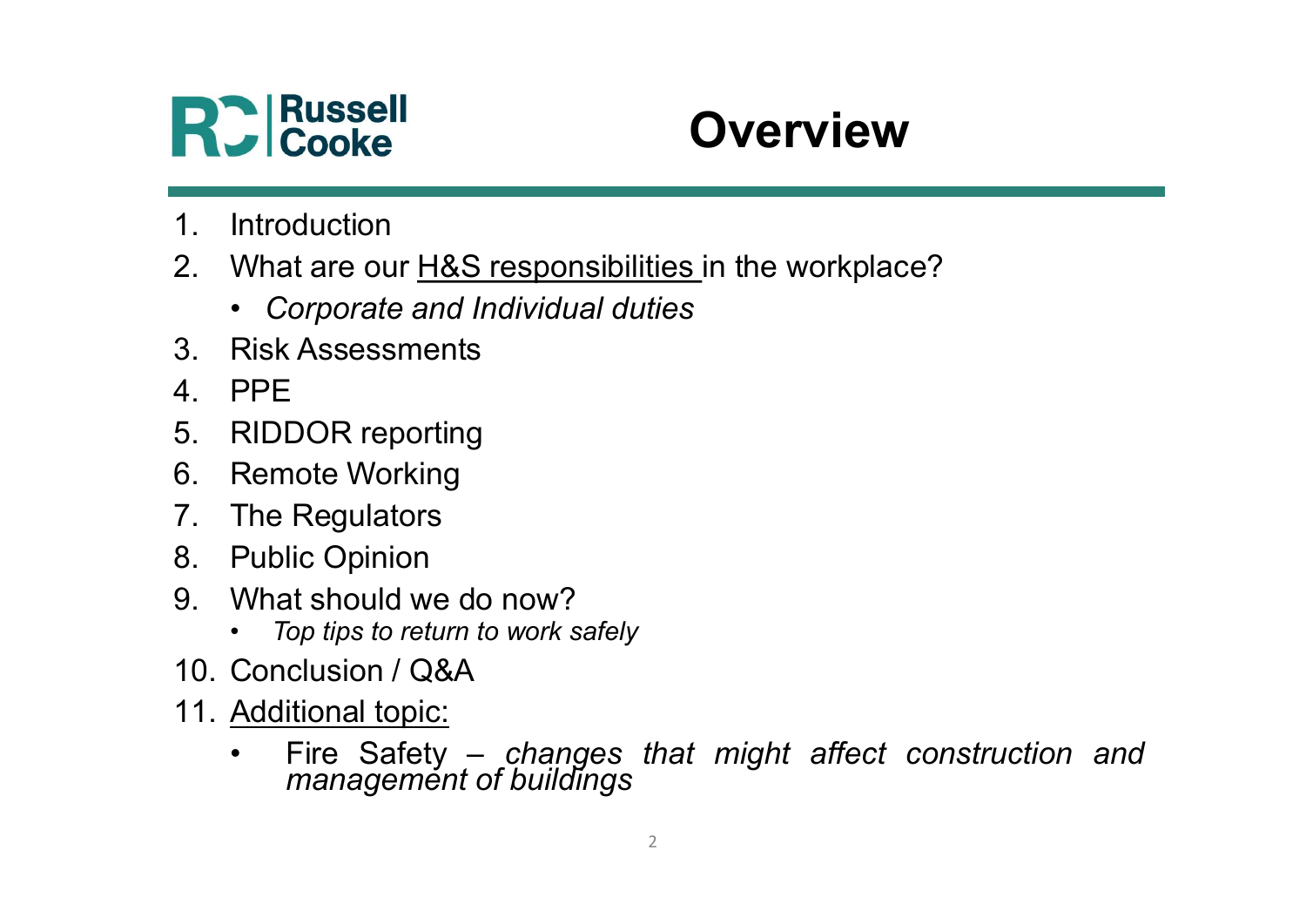# Overview

1. Introduction
2. What are our H&S responsibilities in the workplace?
   - *Corporate and Individual duties*
3. Risk Assessments
4. PPE
5. RIDDOR reporting
6. Remote Working
7. The Regulators
8. Public Opinion
9. What should we do now?
   - *Top tips to return to work safely*
10. Conclusion / Q&A
11. Additional topic:
    - Fire Safety – *changes that might affect construction and management of buildings*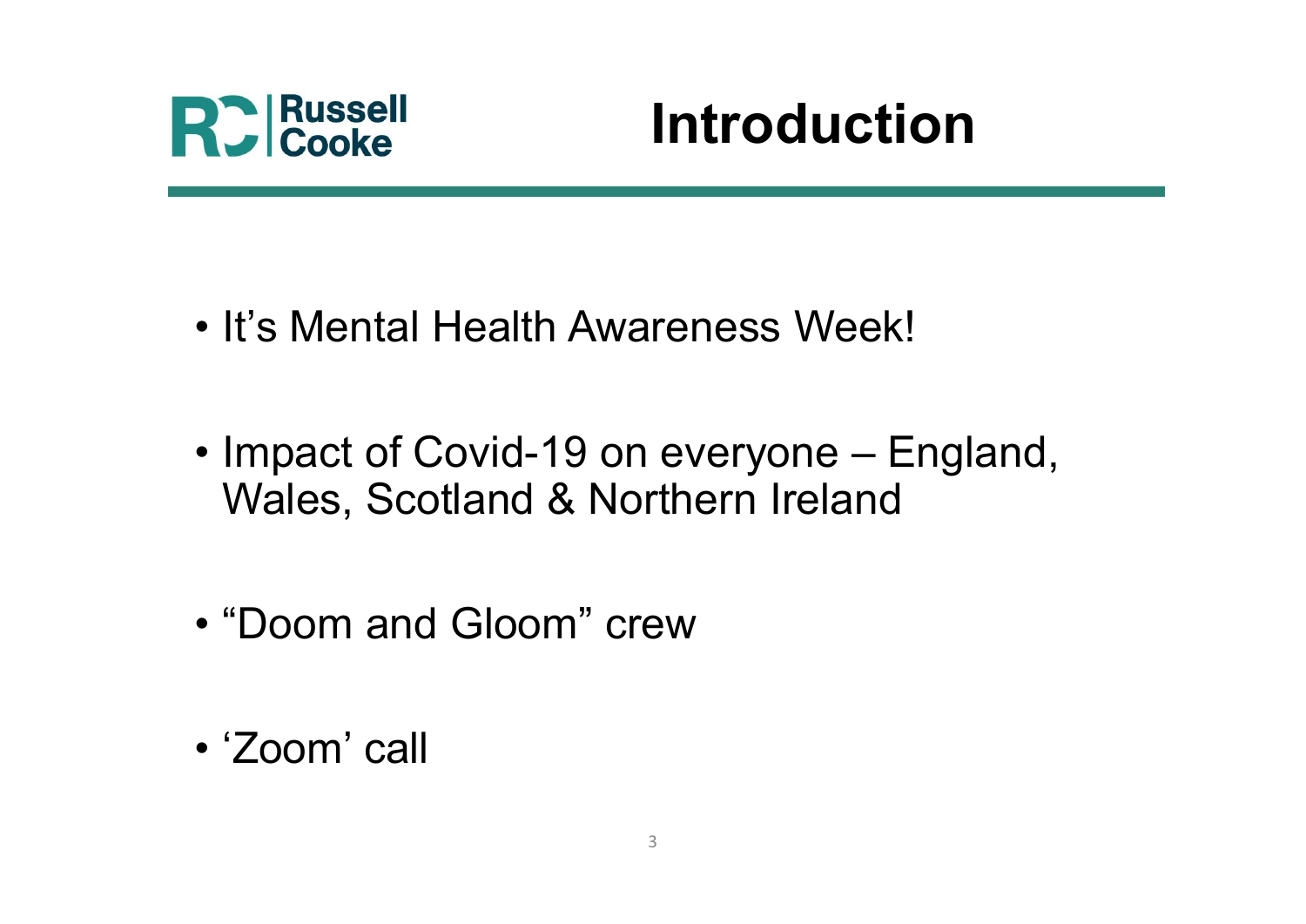Russell Cooke

# Introduction

- It's Mental Health Awareness Week!
- Impact of Covid-19 on everyone – England, Wales, Scotland & Northern Ireland
- "Doom and Gloom" crew
- 'Zoom' call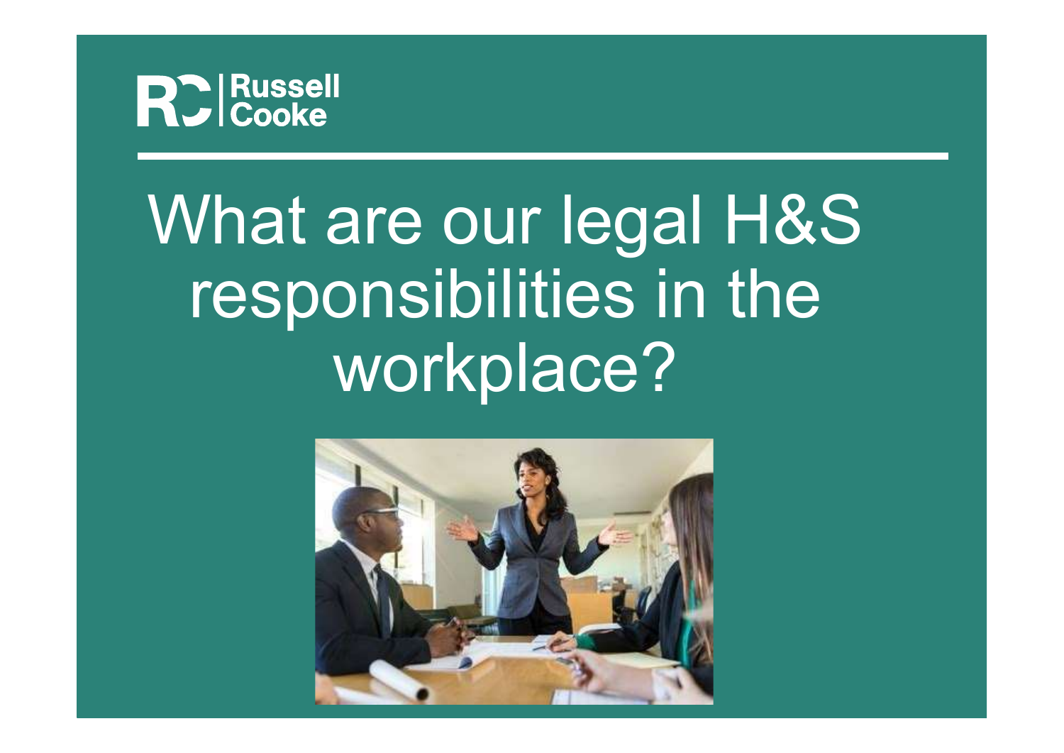Russell Cooke

# What are our legal H&S responsibilities in the workplace?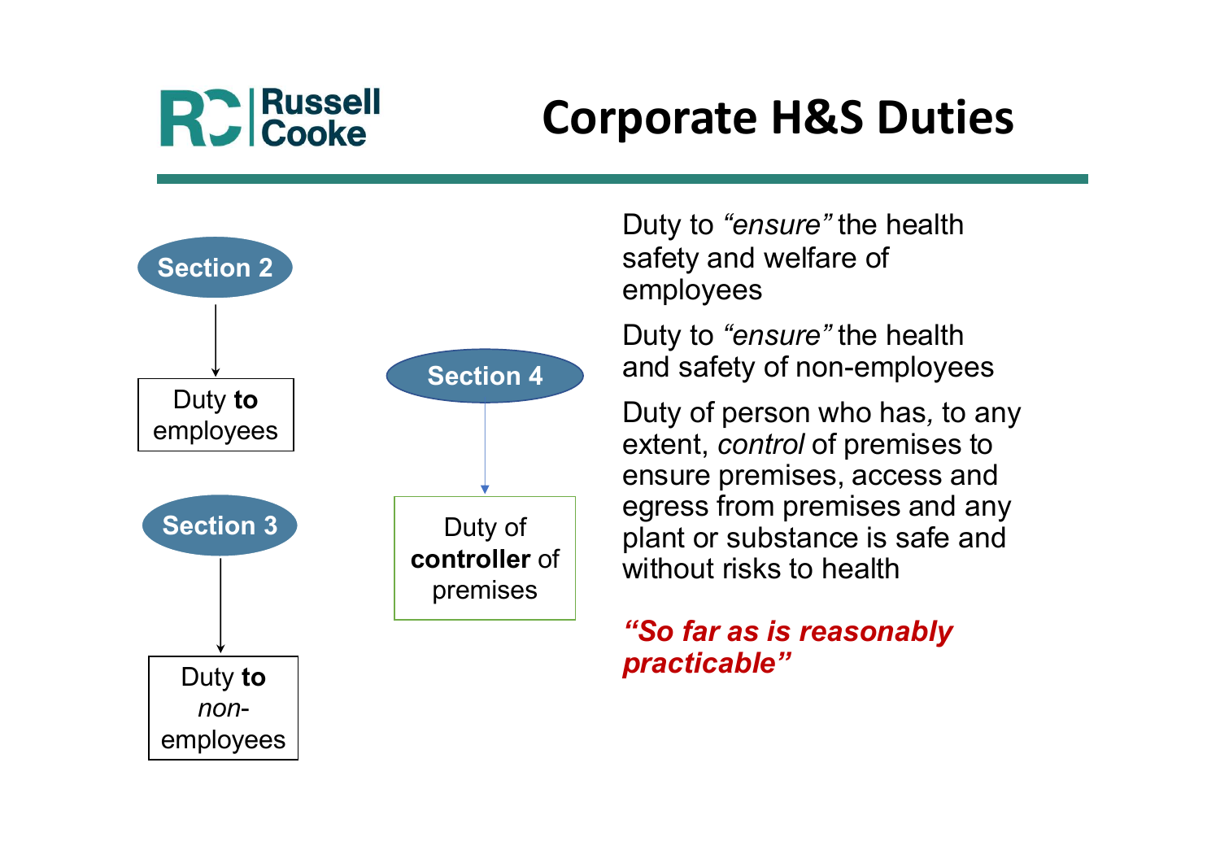# Corporate H&S Duties

**Section 2** → Duty **to** employees

Duty to *"ensure"* the health safety and welfare of employees

**Section 3** → Duty **to** *non-*employees

Duty to *"ensure"* the health and safety of non-employees

**Section 4** → Duty of **controller** of premises

Duty of person who has*,* to any extent, *control* of premises to ensure premises, access and egress from premises and any plant or substance is safe and without risks to health

***"So far as is reasonably practicable"***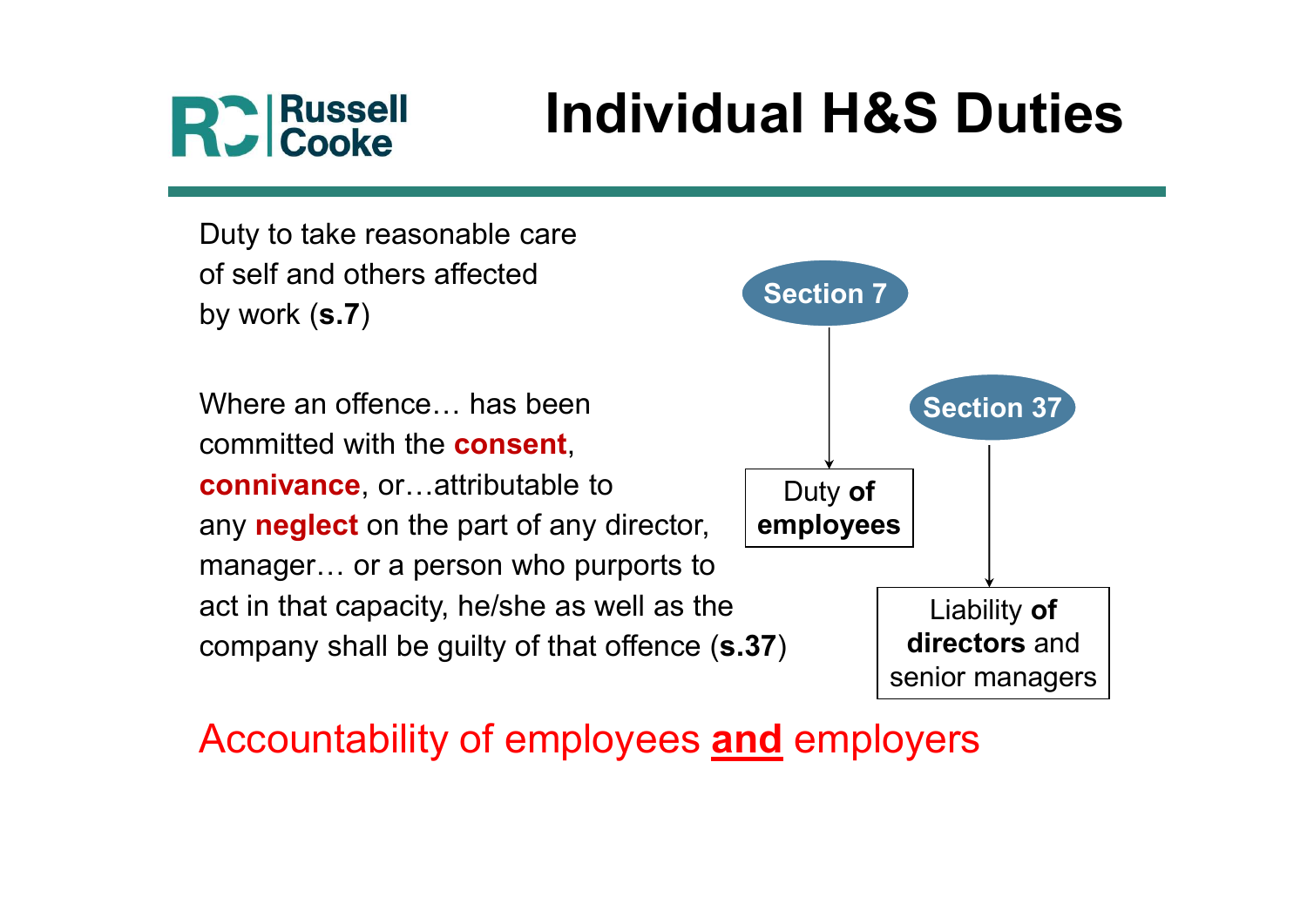# Individual H&S Duties

Duty to take reasonable care of self and others affected by work (**s.7**)

Where an offence… has been committed with the **consent**, **connivance**, or…attributable to any **neglect** on the part of any director, manager… or a person who purports to act in that capacity, he/she as well as the company shall be guilty of that offence (**s.37**)

**Section 7** → Duty **of employees**

**Section 37** → Liability **of directors** and senior managers

Accountability of employees **and** employers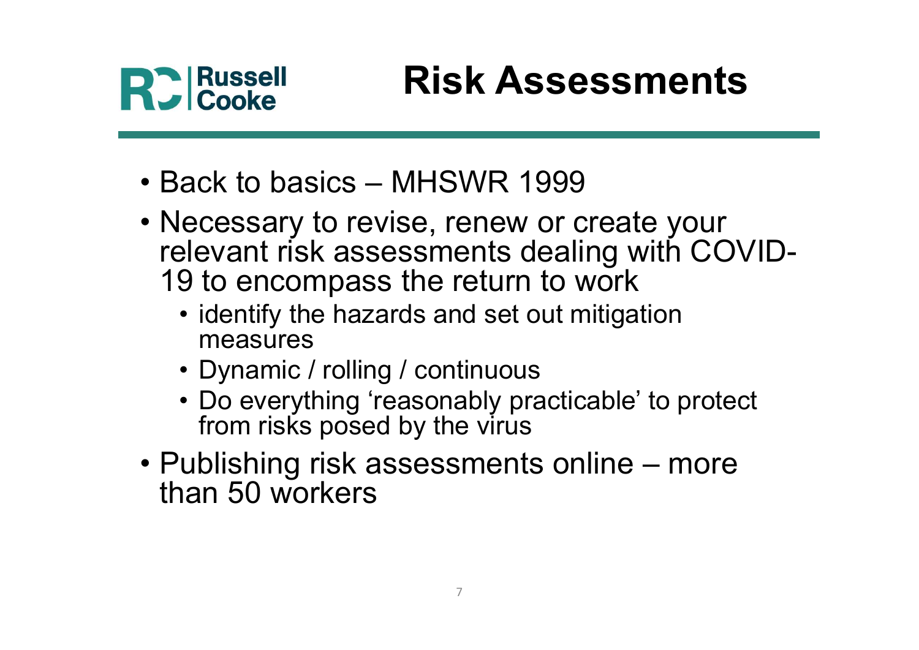# Risk Assessments

- Back to basics – MHSWR 1999
- Necessary to revise, renew or create your relevant risk assessments dealing with COVID-19 to encompass the return to work
  - identify the hazards and set out mitigation measures
  - Dynamic / rolling / continuous
  - Do everything ‘reasonably practicable’ to protect from risks posed by the virus
- Publishing risk assessments online – more than 50 workers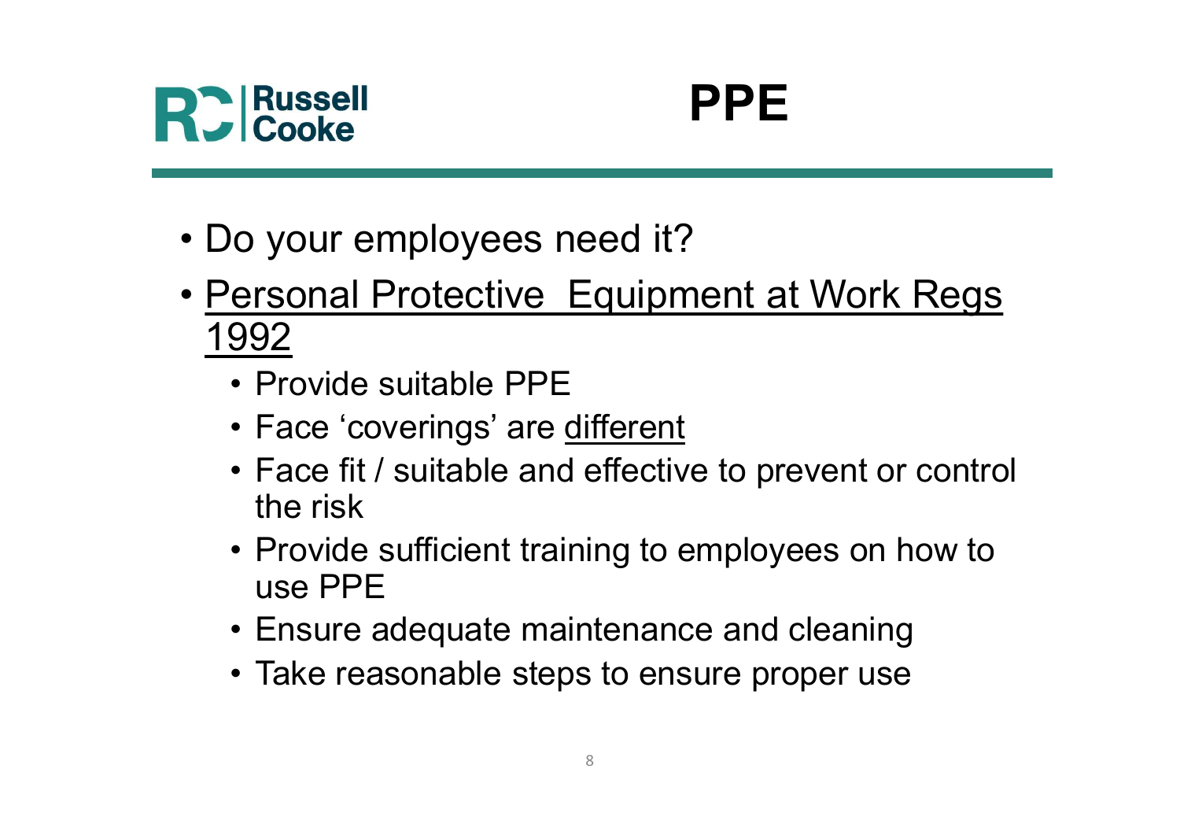# PPE

- Do your employees need it?
- Personal Protective Equipment at Work Regs 1992
  - Provide suitable PPE
  - Face 'coverings' are different
  - Face fit / suitable and effective to prevent or control the risk
  - Provide sufficient training to employees on how to use PPE
  - Ensure adequate maintenance and cleaning
  - Take reasonable steps to ensure proper use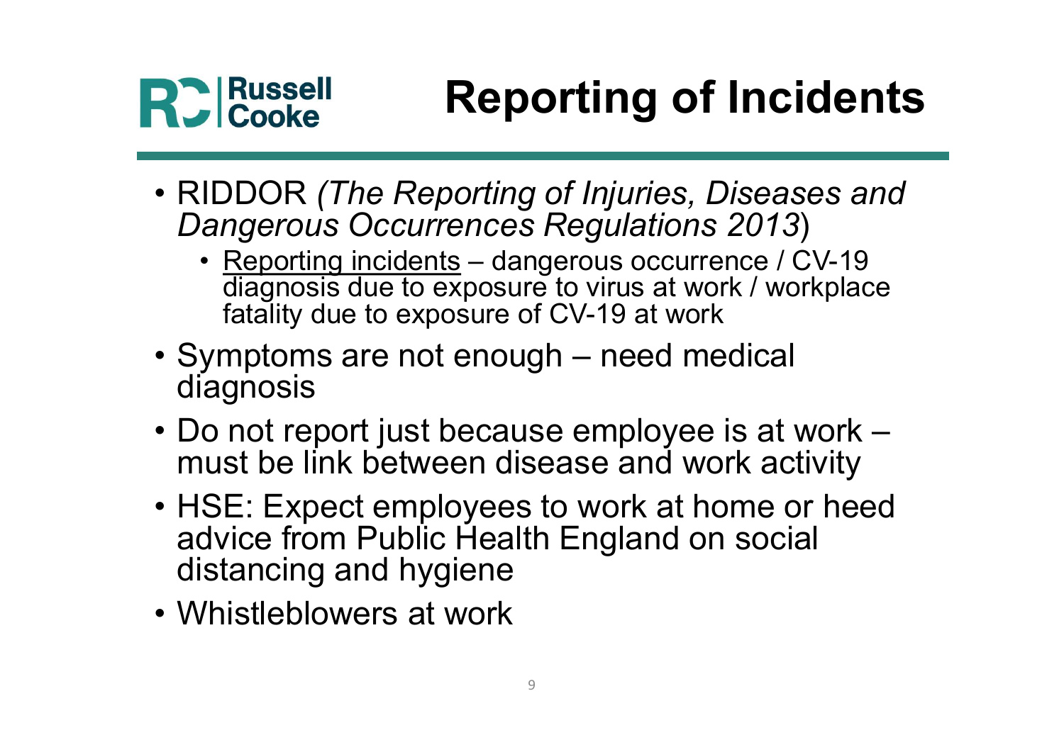# Reporting of Incidents

- RIDDOR *(The Reporting of Injuries, Diseases and Dangerous Occurrences Regulations 2013*)
  - Reporting incidents – dangerous occurrence / CV-19 diagnosis due to exposure to virus at work / workplace fatality due to exposure of CV-19 at work
- Symptoms are not enough – need medical diagnosis
- Do not report just because employee is at work – must be link between disease and work activity
- HSE: Expect employees to work at home or heed advice from Public Health England on social distancing and hygiene
- Whistleblowers at work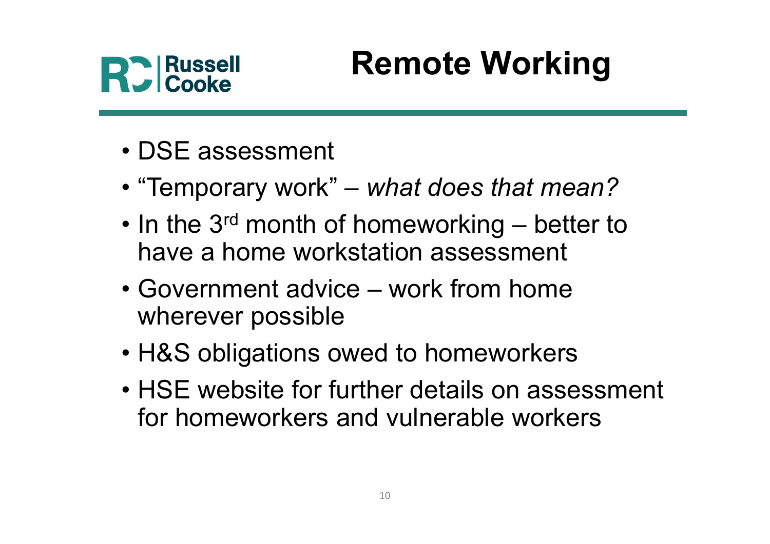# Remote Working

- DSE assessment
- "Temporary work" – *what does that mean?*
- In the 3rd month of homeworking – better to have a home workstation assessment
- Government advice – work from home wherever possible
- H&S obligations owed to homeworkers
- HSE website for further details on assessment for homeworkers and vulnerable workers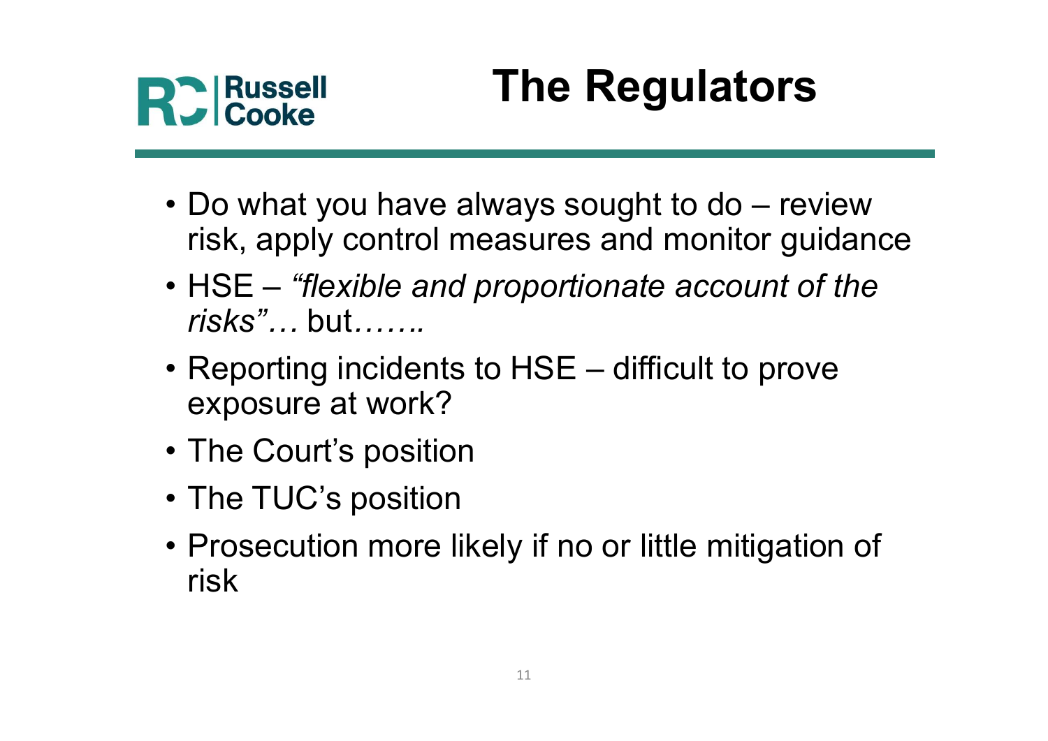# The Regulators

- Do what you have always sought to do – review risk, apply control measures and monitor guidance
- HSE – *"flexible and proportionate account of the risks"…* but*…….*
- Reporting incidents to HSE – difficult to prove exposure at work?
- The Court's position
- The TUC's position
- Prosecution more likely if no or little mitigation of risk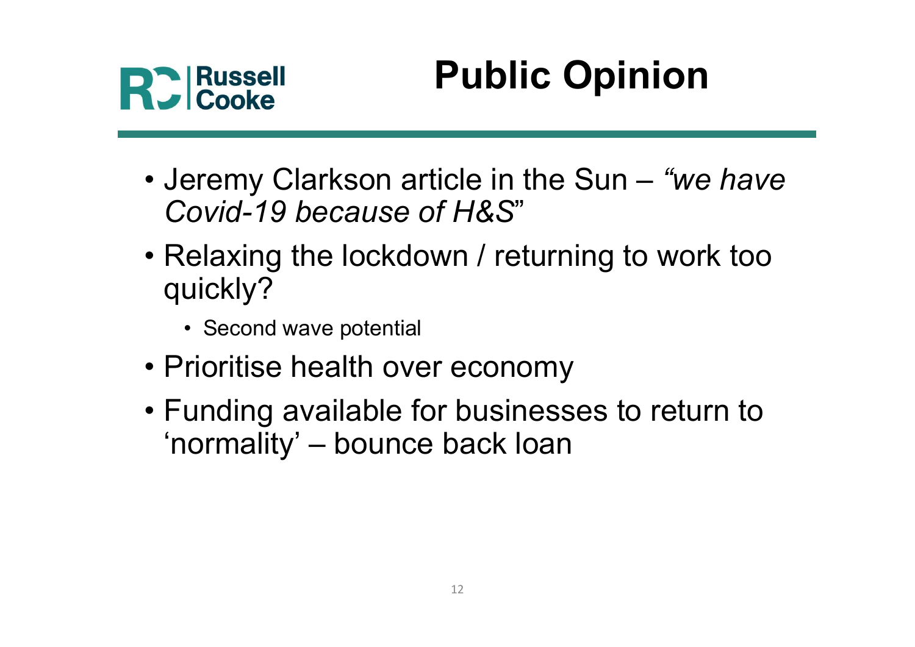# Public Opinion

- Jeremy Clarkson article in the Sun – *"we have Covid-19 because of H&S*"
- Relaxing the lockdown / returning to work too quickly?
  - Second wave potential
- Prioritise health over economy
- Funding available for businesses to return to 'normality' – bounce back loan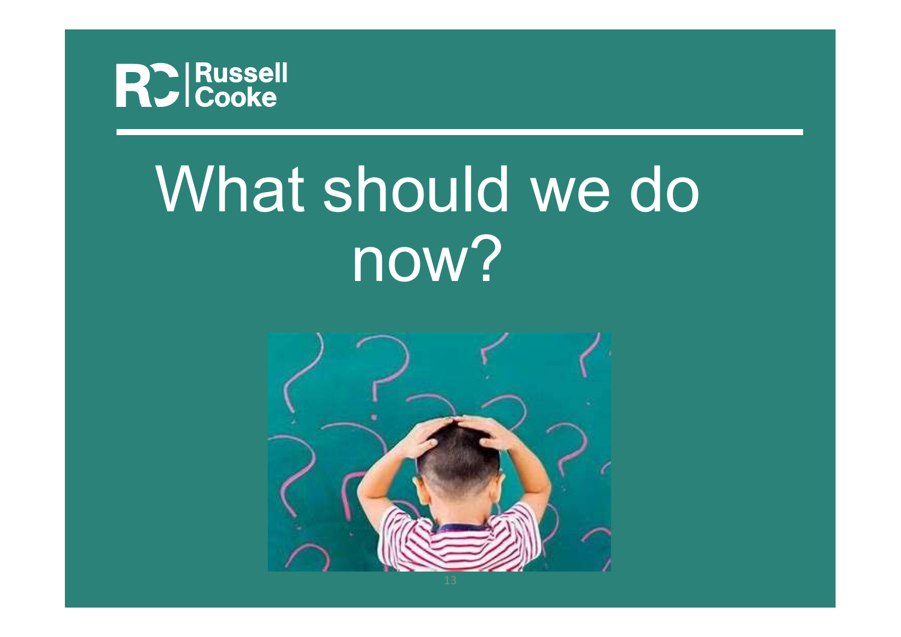# What should we do now?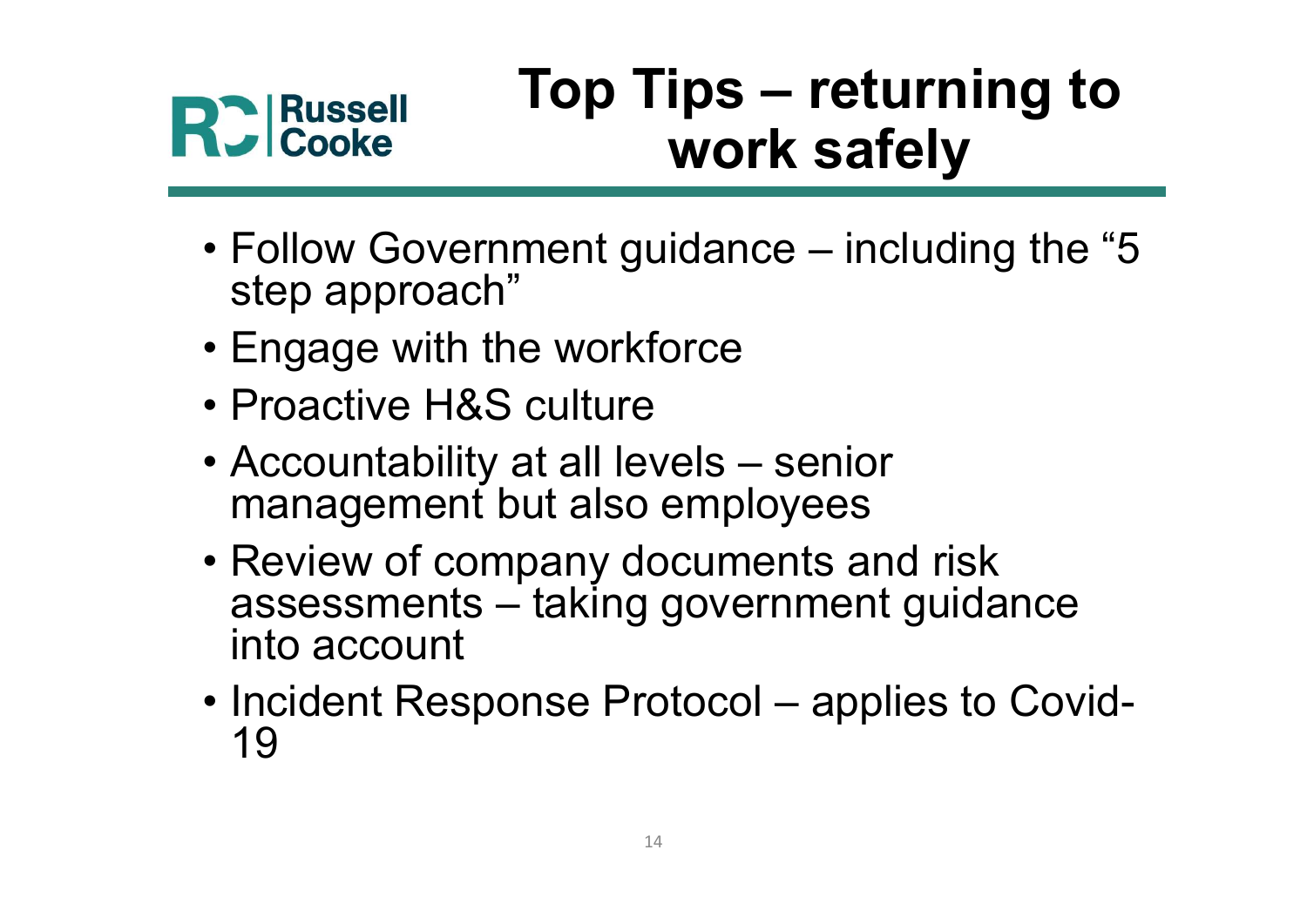# Top Tips – returning to work safely

- Follow Government guidance – including the "5 step approach"
- Engage with the workforce
- Proactive H&S culture
- Accountability at all levels – senior management but also employees
- Review of company documents and risk assessments – taking government guidance into account
- Incident Response Protocol – applies to Covid-19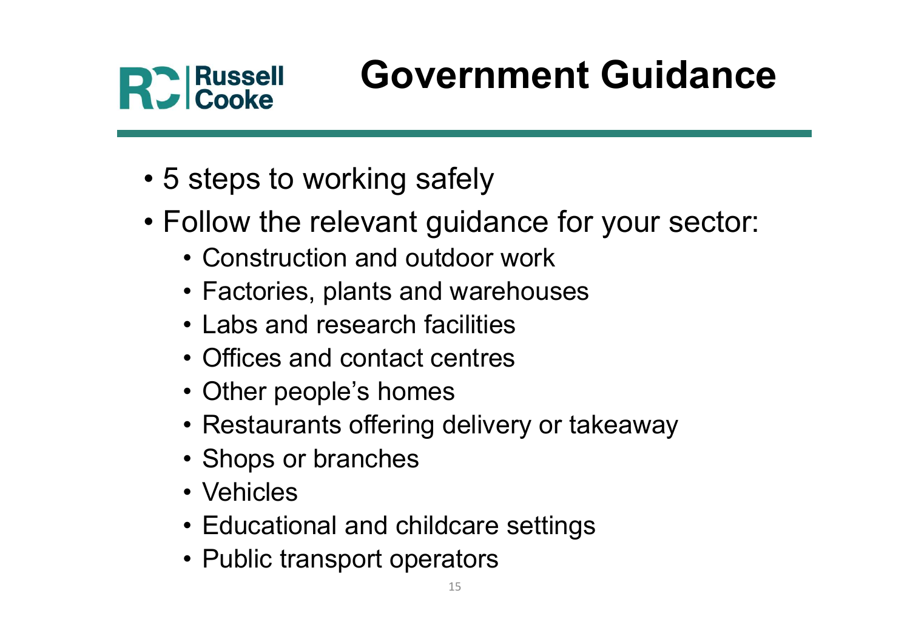# Government Guidance

- 5 steps to working safely
- Follow the relevant guidance for your sector:
  - Construction and outdoor work
  - Factories, plants and warehouses
  - Labs and research facilities
  - Offices and contact centres
  - Other people's homes
  - Restaurants offering delivery or takeaway
  - Shops or branches
  - Vehicles
  - Educational and childcare settings
  - Public transport operators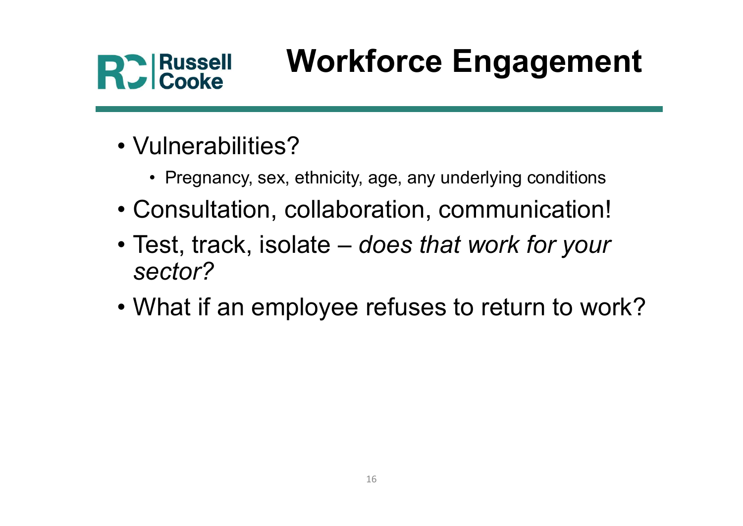# Workforce Engagement

- Vulnerabilities?
  - Pregnancy, sex, ethnicity, age, any underlying conditions
- Consultation, collaboration, communication!
- Test, track, isolate – *does that work for your sector?*
- What if an employee refuses to return to work?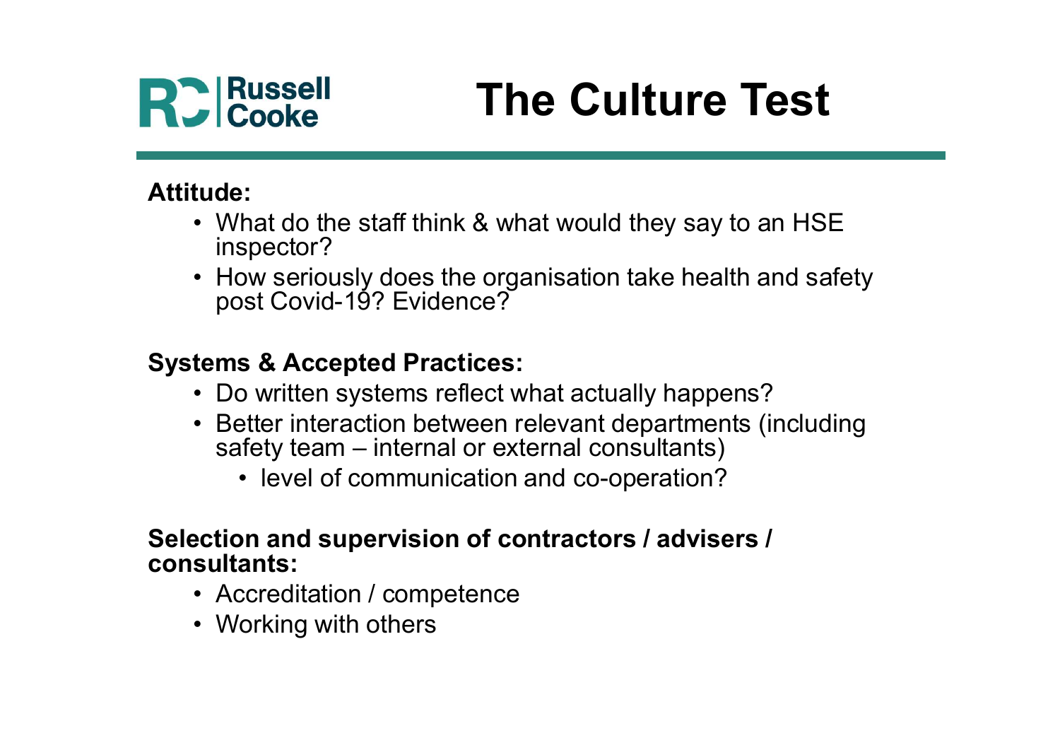# The Culture Test

**Attitude:**

- What do the staff think & what would they say to an HSE inspector?
- How seriously does the organisation take health and safety post Covid-19? Evidence?

**Systems & Accepted Practices:**

- Do written systems reflect what actually happens?
- Better interaction between relevant departments (including safety team – internal or external consultants)
  - level of communication and co-operation?

**Selection and supervision of contractors / advisers / consultants:**

- Accreditation / competence
- Working with others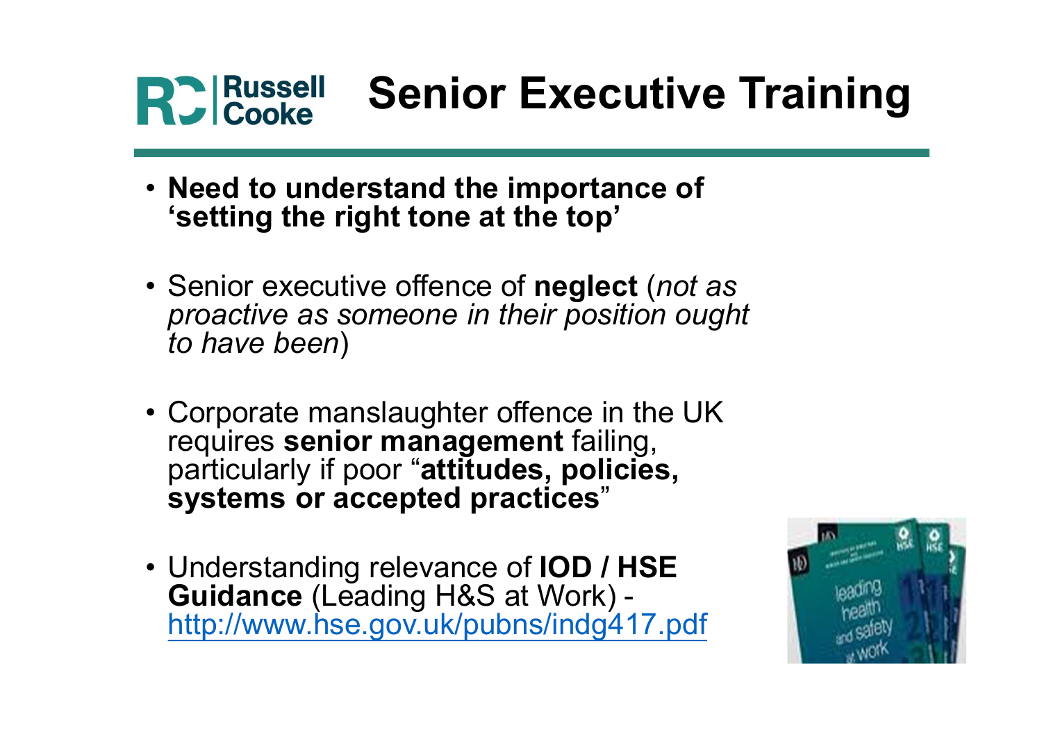# Senior Executive Training

- **Need to understand the importance of 'setting the right tone at the top'**
- Senior executive offence of **neglect** (*not as proactive as someone in their position ought to have been*)
- Corporate manslaughter offence in the UK requires **senior management** failing, particularly if poor "**attitudes, policies, systems or accepted practices**"
- Understanding relevance of **IOD / HSE Guidance** (Leading H&S at Work) - http://www.hse.gov.uk/pubns/indg417.pdf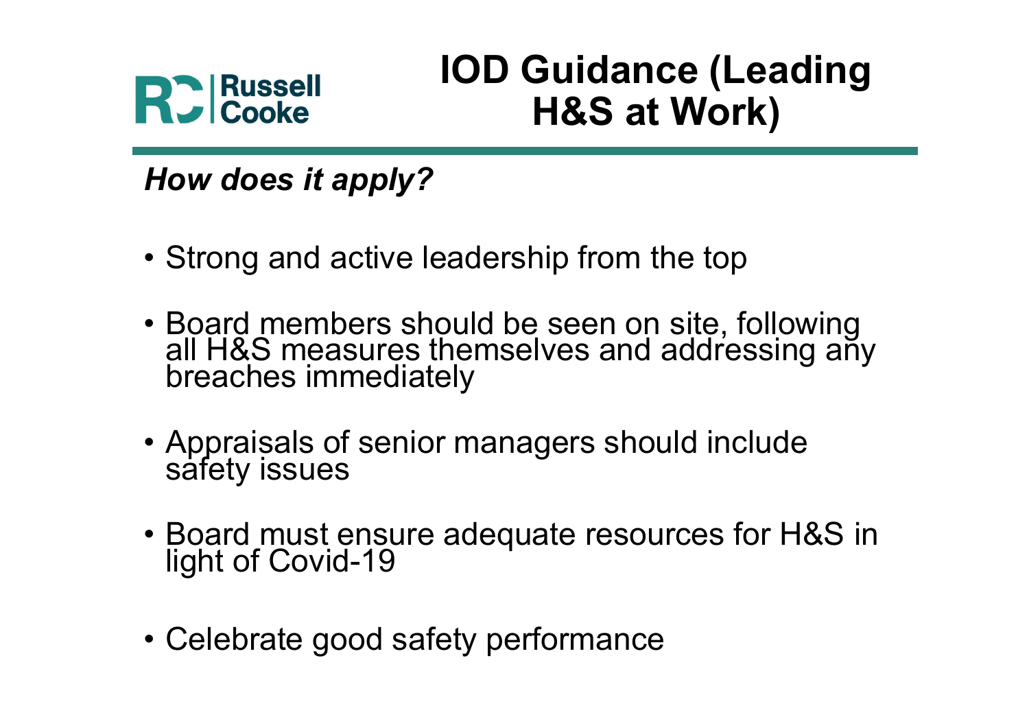# IOD Guidance (Leading H&S at Work)

*How does it apply?*

- Strong and active leadership from the top
- Board members should be seen on site, following all H&S measures themselves and addressing any breaches immediately
- Appraisals of senior managers should include safety issues
- Board must ensure adequate resources for H&S in light of Covid-19
- Celebrate good safety performance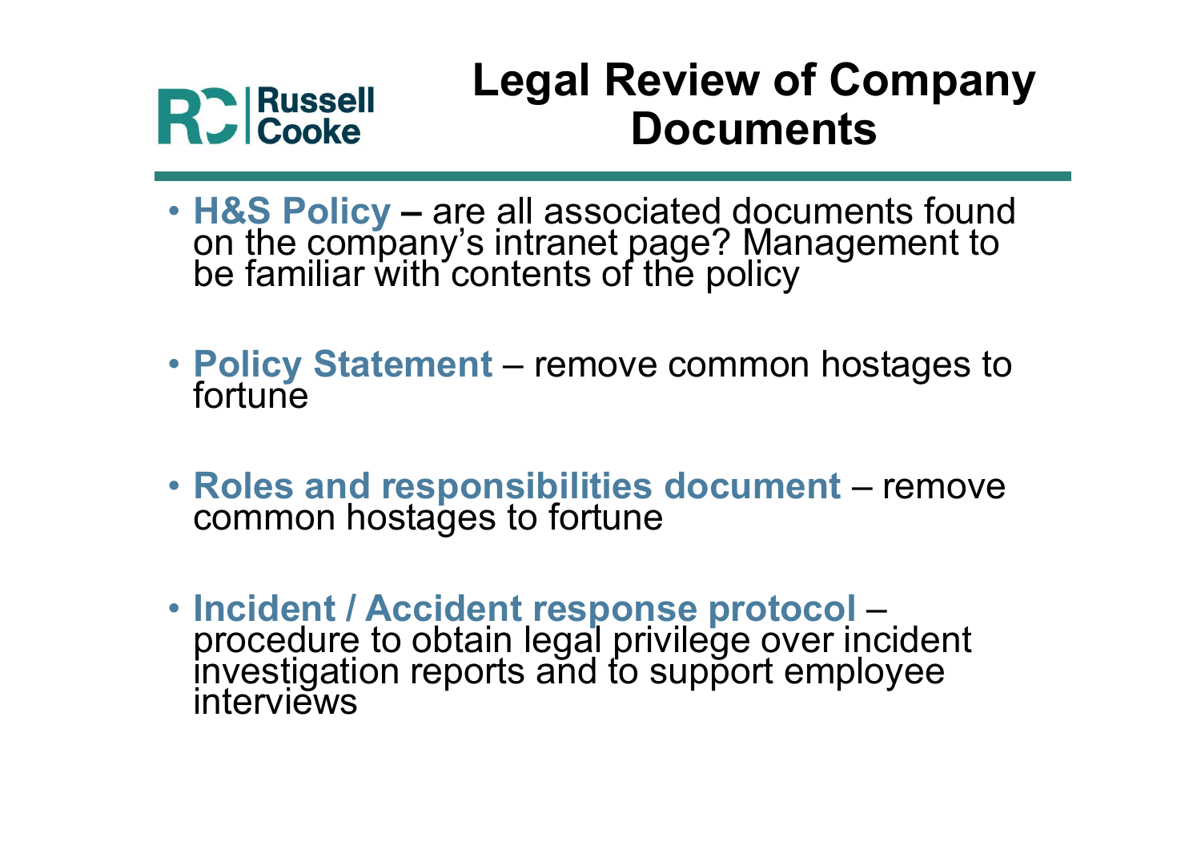# Legal Review of Company Documents

- **H&S Policy** – are all associated documents found on the company's intranet page? Management to be familiar with contents of the policy

- **Policy Statement** – remove common hostages to fortune

- **Roles and responsibilities document** – remove common hostages to fortune

- **Incident / Accident response protocol** – procedure to obtain legal privilege over incident investigation reports and to support employee interviews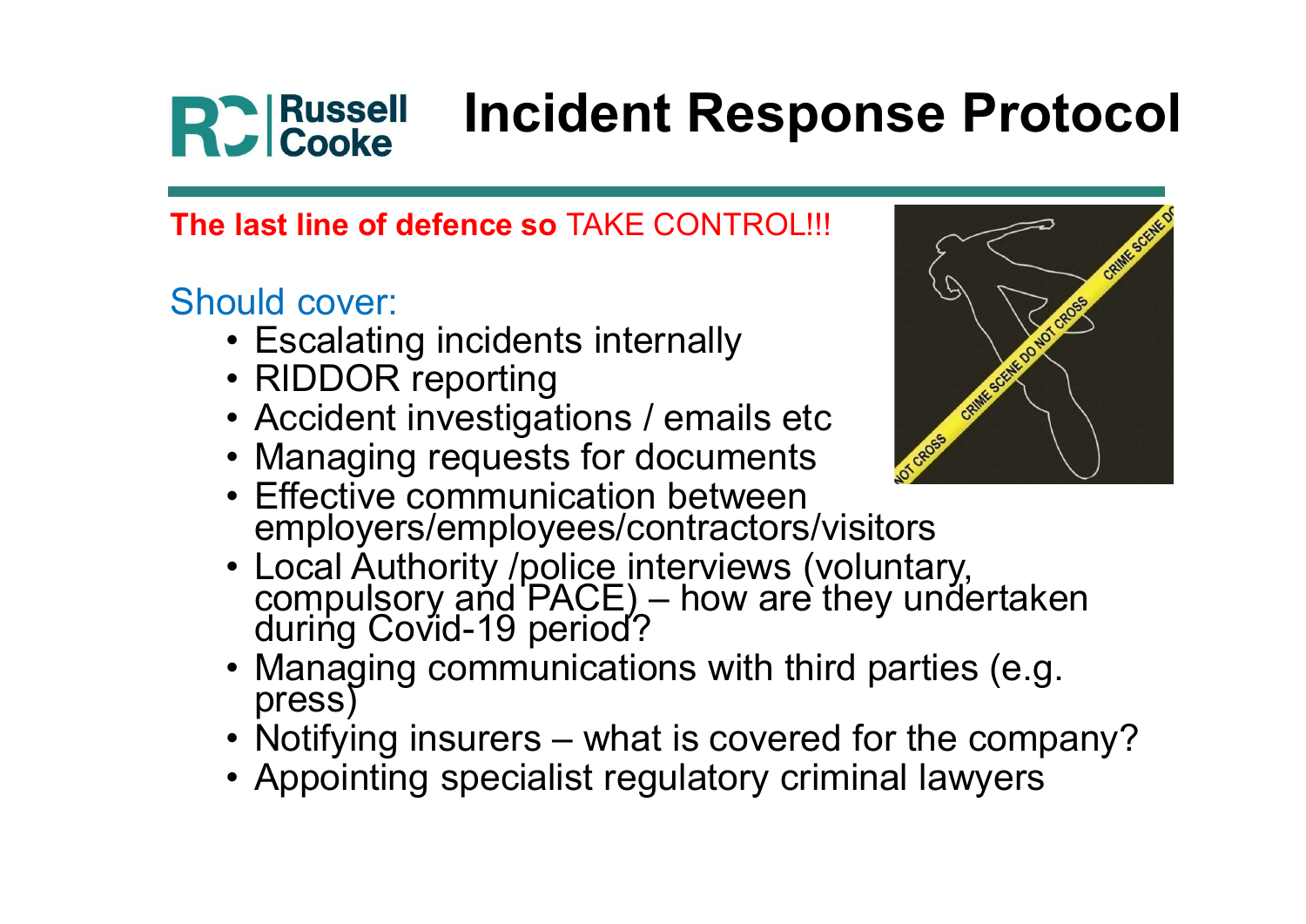# Incident Response Protocol

**The last line of defence so** TAKE CONTROL!!!

Should cover:

- Escalating incidents internally
- RIDDOR reporting
- Accident investigations / emails etc
- Managing requests for documents
- Effective communication between employers/employees/contractors/visitors
- Local Authority /police interviews (voluntary, compulsory and PACE) – how are they undertaken during Covid-19 period?
- Managing communications with third parties (e.g. press)
- Notifying insurers – what is covered for the company?
- Appointing specialist regulatory criminal lawyers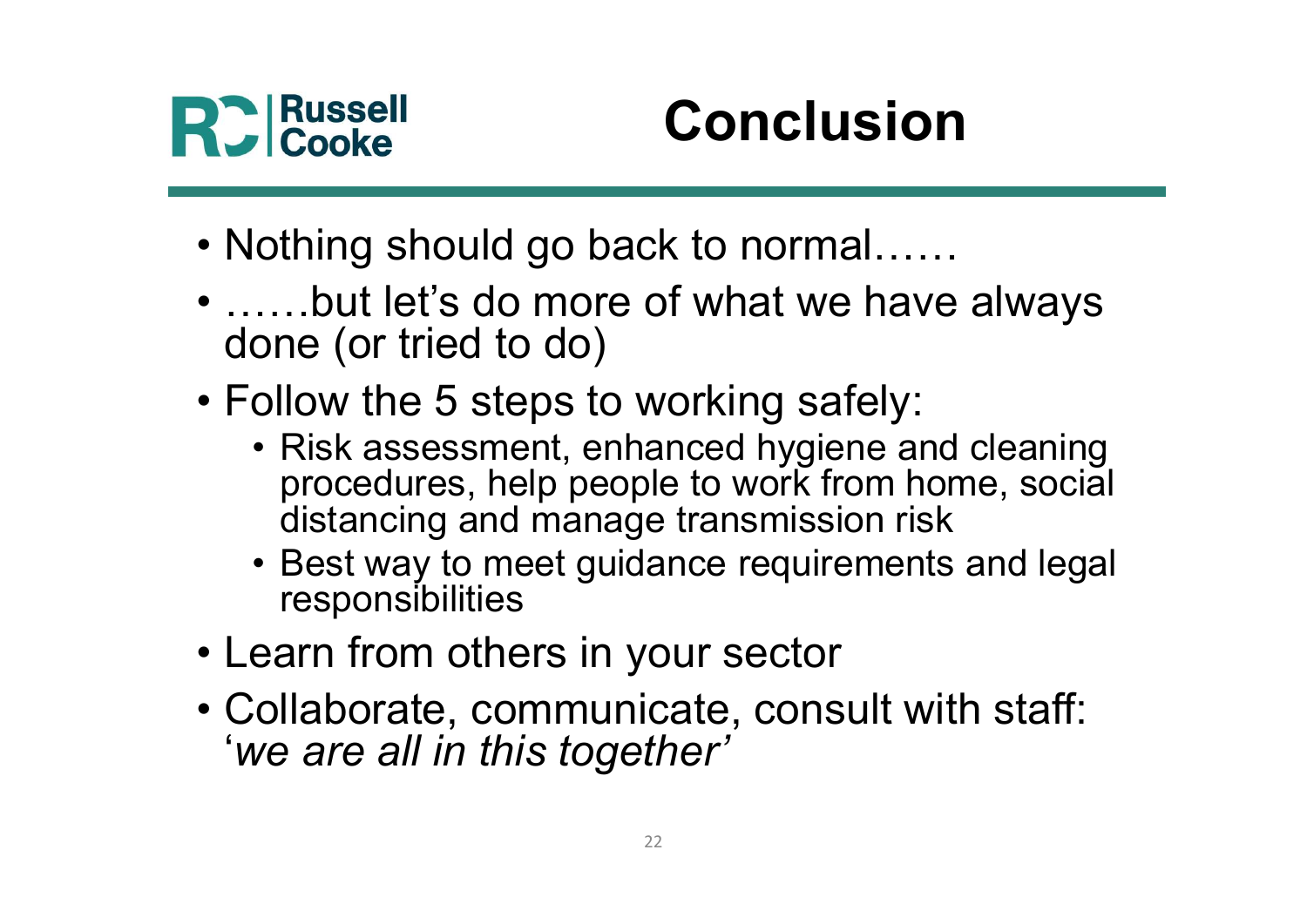# Conclusion

- Nothing should go back to normal……
- ……but let's do more of what we have always done (or tried to do)
- Follow the 5 steps to working safely:
  - Risk assessment, enhanced hygiene and cleaning procedures, help people to work from home, social distancing and manage transmission risk
  - Best way to meet guidance requirements and legal responsibilities
- Learn from others in your sector
- Collaborate, communicate, consult with staff: '*we are all in this together'*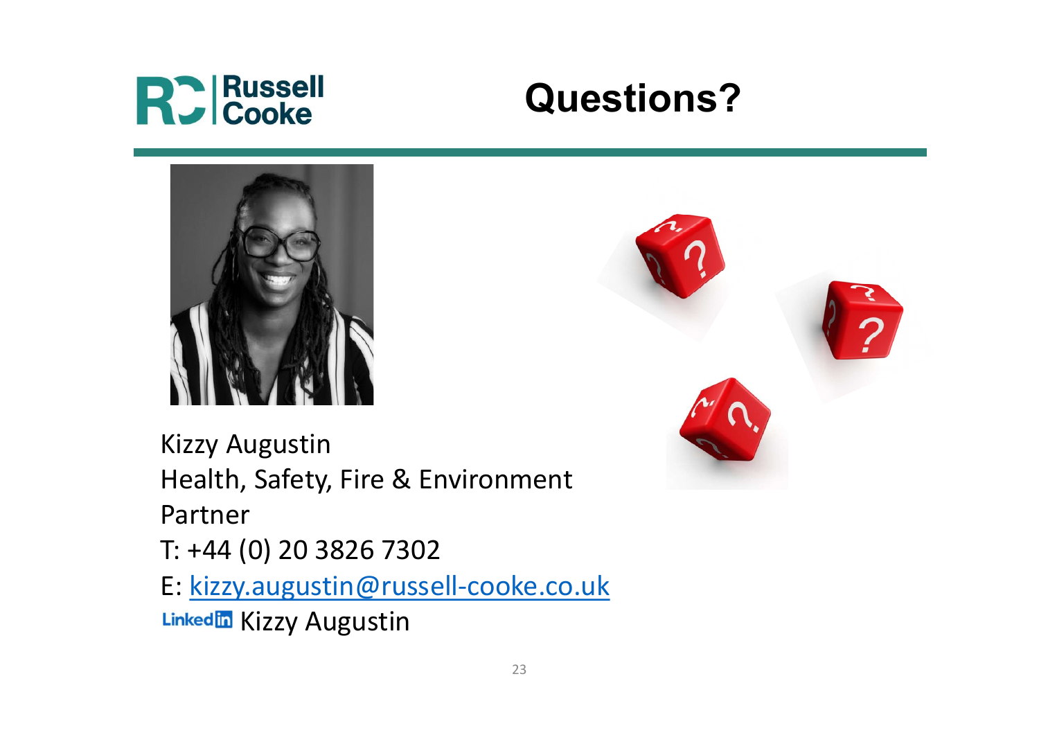# Questions?

Kizzy Augustin
Health, Safety, Fire & Environment
Partner
T: +44 (0) 20 3826 7302
E: kizzy.augustin@russell-cooke.co.uk
LinkedIn Kizzy Augustin